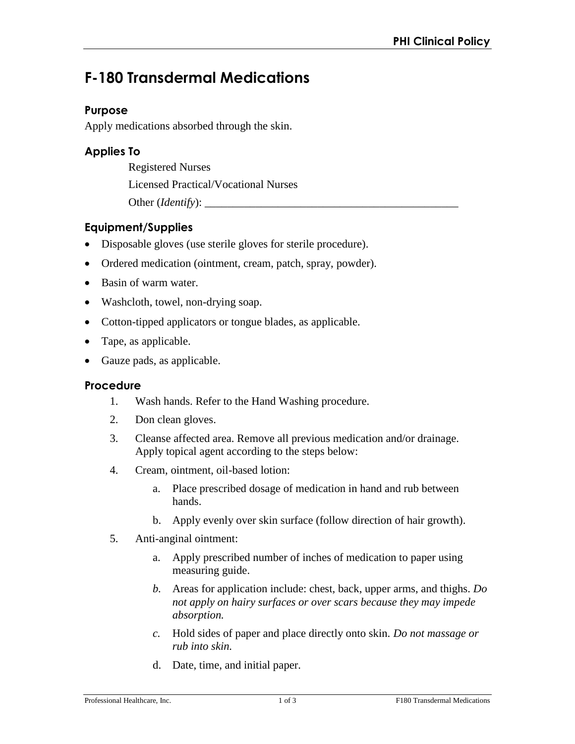# F-180 Transdermal Medications

## Purpose

Apply medications absorbed through the skin.

## Applies To

Registered Nurses

Licensed Practical/Vocational Nurses

Other (*Identify*): _______________________________________________

## Equipment/Supplies

- Disposable gloves (use sterile gloves for sterile procedure).
- Ordered medication (ointment, cream, patch, spray, powder).
- Basin of warm water.
- Washcloth, towel, non-drying soap.
- Cotton-tipped applicators or tongue blades, as applicable.
- Tape, as applicable.
- Gauze pads, as applicable.

## Procedure

1. Wash hands. Refer to the Hand Washing procedure.
2. Don clean gloves.
3. Cleanse affected area. Remove all previous medication and/or drainage. Apply topical agent according to the steps below:
4. Cream, ointment, oil-based lotion:
    a. Place prescribed dosage of medication in hand and rub between hands.
    b. Apply evenly over skin surface (follow direction of hair growth).
5. Anti-anginal ointment:
    a. Apply prescribed number of inches of medication to paper using measuring guide.
    b. Areas for application include: chest, back, upper arms, and thighs. *Do not apply on hairy surfaces or over scars because they may impede absorption.*
    c. Hold sides of paper and place directly onto skin. *Do not massage or rub into skin.*
    d. Date, time, and initial paper.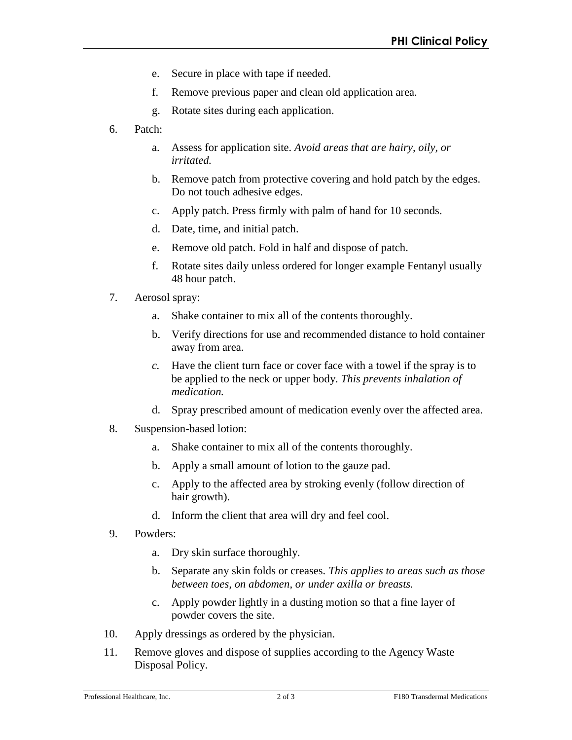e. Secure in place with tape if needed.

   f. Remove previous paper and clean old application area.

   g. Rotate sites during each application.

6. Patch:

   a. Assess for application site. *Avoid areas that are hairy, oily, or irritated.*

   b. Remove patch from protective covering and hold patch by the edges. Do not touch adhesive edges.

   c. Apply patch. Press firmly with palm of hand for 10 seconds.

   d. Date, time, and initial patch.

   e. Remove old patch. Fold in half and dispose of patch.

   f. Rotate sites daily unless ordered for longer example Fentanyl usually 48 hour patch.

7. Aerosol spray:

   a. Shake container to mix all of the contents thoroughly.

   b. Verify directions for use and recommended distance to hold container away from area.

   c. Have the client turn face or cover face with a towel if the spray is to be applied to the neck or upper body. *This prevents inhalation of medication.*

   d. Spray prescribed amount of medication evenly over the affected area.

8. Suspension-based lotion:

   a. Shake container to mix all of the contents thoroughly.

   b. Apply a small amount of lotion to the gauze pad.

   c. Apply to the affected area by stroking evenly (follow direction of hair growth).

   d. Inform the client that area will dry and feel cool.

9. Powders:

   a. Dry skin surface thoroughly.

   b. Separate any skin folds or creases. *This applies to areas such as those between toes, on abdomen, or under axilla or breasts.*

   c. Apply powder lightly in a dusting motion so that a fine layer of powder covers the site.

10. Apply dressings as ordered by the physician.

11. Remove gloves and dispose of supplies according to the Agency Waste Disposal Policy.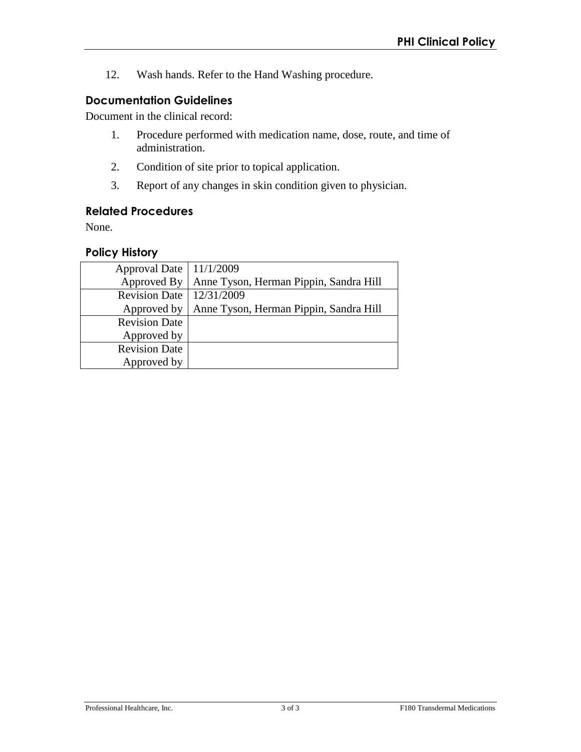12. Wash hands. Refer to the Hand Washing procedure.

## Documentation Guidelines

Document in the clinical record:

1. Procedure performed with medication name, dose, route, and time of administration.
2. Condition of site prior to topical application.
3. Report of any changes in skin condition given to physician.

## Related Procedures

None.

## Policy History

| | |
|---|---|
| Approval Date | 11/1/2009 |
| Approved By | Anne Tyson, Herman Pippin, Sandra Hill |
| Revision Date | 12/31/2009 |
| Approved by | Anne Tyson, Herman Pippin, Sandra Hill |
| Revision Date | |
| Approved by | |
| Revision Date | |
| Approved by | |